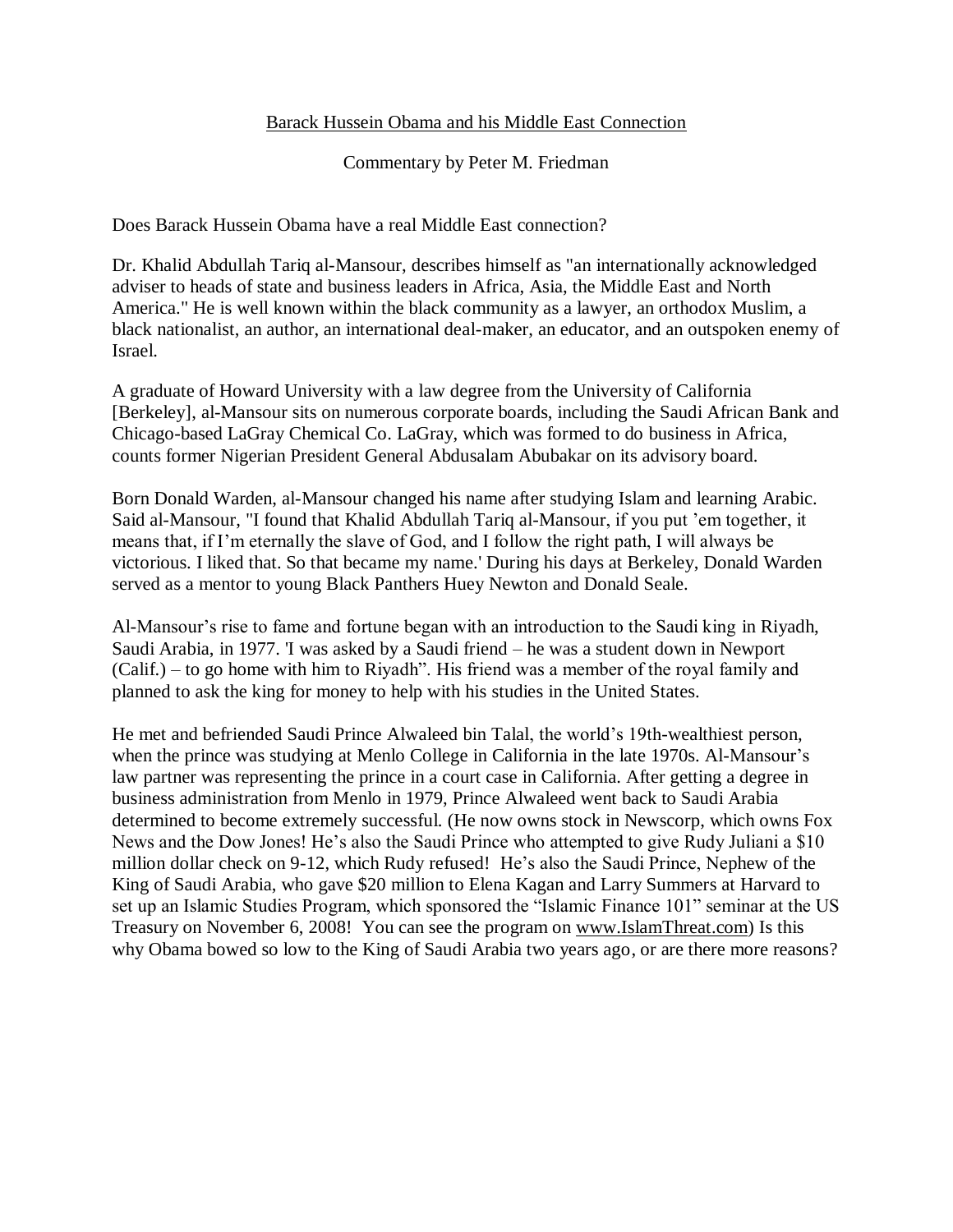# Barack Hussein Obama and his Middle East Connection

Commentary by Peter M. Friedman

Does Barack Hussein Obama have a real Middle East connection?

Dr. Khalid Abdullah Tariq al-Mansour, describes himself as "an internationally acknowledged adviser to heads of state and business leaders in Africa, Asia, the Middle East and North America." He is well known within the black community as a lawyer, an orthodox Muslim, a black nationalist, an author, an international deal-maker, an educator, and an outspoken enemy of Israel.

A graduate of Howard University with a law degree from the University of California [Berkeley], al-Mansour sits on numerous corporate boards, including the Saudi African Bank and Chicago-based LaGray Chemical Co. LaGray, which was formed to do business in Africa, counts former Nigerian President General Abdusalam Abubakar on its advisory board.

Born Donald Warden, al-Mansour changed his name after studying Islam and learning Arabic. Said al-Mansour, "I found that Khalid Abdullah Tariq al-Mansour, if you put 'em together, it means that, if I'm eternally the slave of God, and I follow the right path, I will always be victorious. I liked that. So that became my name.' During his days at Berkeley, Donald Warden served as a mentor to young Black Panthers Huey Newton and Donald Seale.

Al-Mansour's rise to fame and fortune began with an introduction to the Saudi king in Riyadh, Saudi Arabia, in 1977. 'I was asked by a Saudi friend – he was a student down in Newport (Calif.) – to go home with him to Riyadh". His friend was a member of the royal family and planned to ask the king for money to help with his studies in the United States.

He met and befriended Saudi Prince Alwaleed bin Talal, the world's 19th-wealthiest person, when the prince was studying at Menlo College in California in the late 1970s. Al-Mansour's law partner was representing the prince in a court case in California. After getting a degree in business administration from Menlo in 1979, Prince Alwaleed went back to Saudi Arabia determined to become extremely successful. (He now owns stock in Newscorp, which owns Fox News and the Dow Jones! He's also the Saudi Prince who attempted to give Rudy Juliani a $10 million dollar check on 9-12, which Rudy refused! He's also the Saudi Prince, Nephew of the King of Saudi Arabia, who gave $20 million to Elena Kagan and Larry Summers at Harvard to set up an Islamic Studies Program, which sponsored the "Islamic Finance 101" seminar at the US Treasury on November 6, 2008! You can see the program on www.IslamThreat.com) Is this why Obama bowed so low to the King of Saudi Arabia two years ago, or are there more reasons?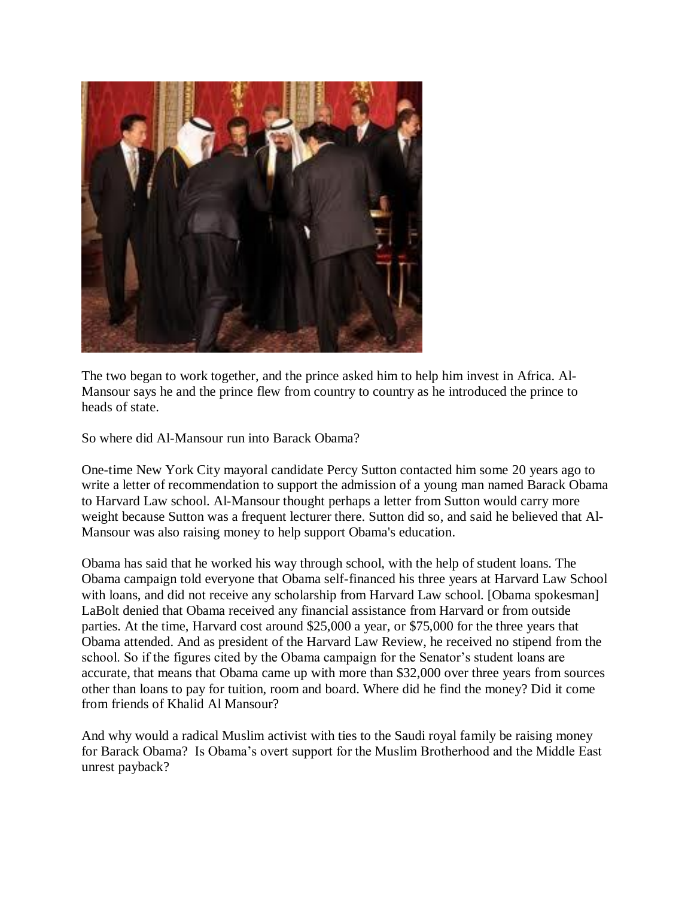The two began to work together, and the prince asked him to help him invest in Africa. Al-Mansour says he and the prince flew from country to country as he introduced the prince to heads of state.

So where did Al-Mansour run into Barack Obama?

One-time New York City mayoral candidate Percy Sutton contacted him some 20 years ago to write a letter of recommendation to support the admission of a young man named Barack Obama to Harvard Law school. Al-Mansour thought perhaps a letter from Sutton would carry more weight because Sutton was a frequent lecturer there. Sutton did so, and said he believed that Al-Mansour was also raising money to help support Obama's education.

Obama has said that he worked his way through school, with the help of student loans. The Obama campaign told everyone that Obama self-financed his three years at Harvard Law School with loans, and did not receive any scholarship from Harvard Law school. [Obama spokesman] LaBolt denied that Obama received any financial assistance from Harvard or from outside parties. At the time, Harvard cost around $25,000 a year, or $75,000 for the three years that Obama attended. And as president of the Harvard Law Review, he received no stipend from the school. So if the figures cited by the Obama campaign for the Senator's student loans are accurate, that means that Obama came up with more than $32,000 over three years from sources other than loans to pay for tuition, room and board. Where did he find the money? Did it come from friends of Khalid Al Mansour?

And why would a radical Muslim activist with ties to the Saudi royal family be raising money for Barack Obama? Is Obama's overt support for the Muslim Brotherhood and the Middle East unrest payback?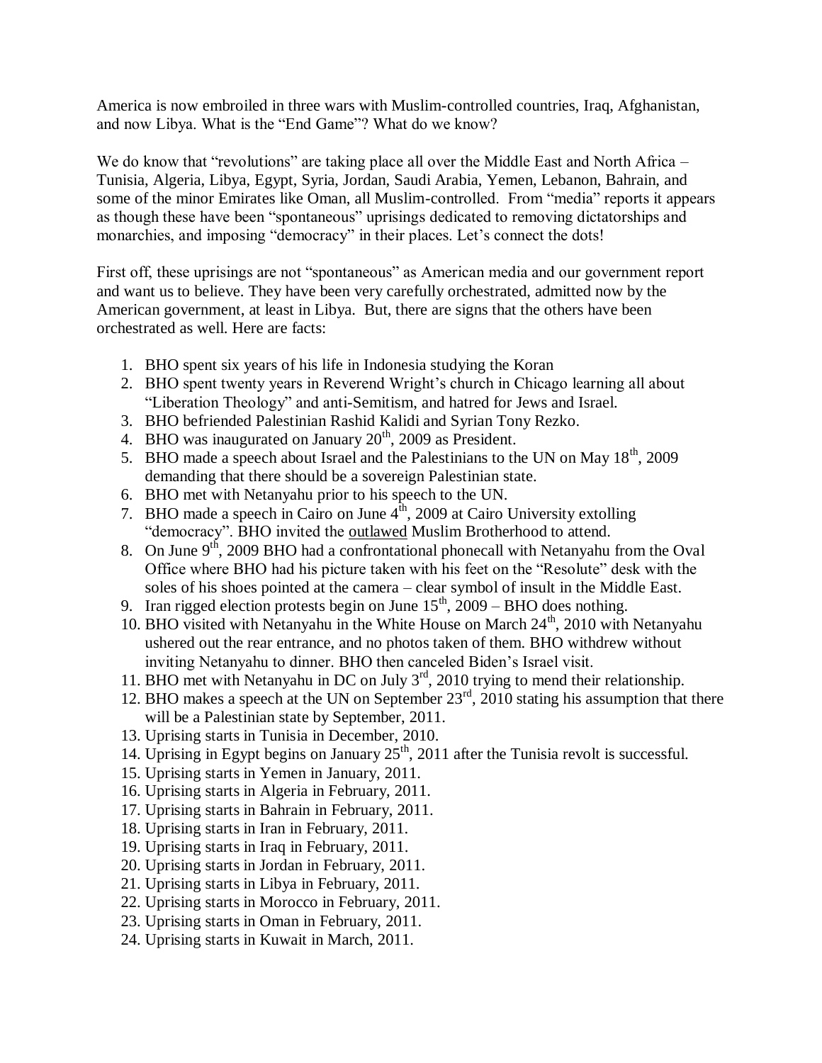America is now embroiled in three wars with Muslim-controlled countries, Iraq, Afghanistan, and now Libya. What is the "End Game"? What do we know?

We do know that "revolutions" are taking place all over the Middle East and North Africa – Tunisia, Algeria, Libya, Egypt, Syria, Jordan, Saudi Arabia, Yemen, Lebanon, Bahrain, and some of the minor Emirates like Oman, all Muslim-controlled. From "media" reports it appears as though these have been "spontaneous" uprisings dedicated to removing dictatorships and monarchies, and imposing "democracy" in their places. Let's connect the dots!

First off, these uprisings are not "spontaneous" as American media and our government report and want us to believe. They have been very carefully orchestrated, admitted now by the American government, at least in Libya. But, there are signs that the others have been orchestrated as well. Here are facts:

1. BHO spent six years of his life in Indonesia studying the Koran
2. BHO spent twenty years in Reverend Wright's church in Chicago learning all about "Liberation Theology" and anti-Semitism, and hatred for Jews and Israel.
3. BHO befriended Palestinian Rashid Kalidi and Syrian Tony Rezko.
4. BHO was inaugurated on January 20th, 2009 as President.
5. BHO made a speech about Israel and the Palestinians to the UN on May 18th, 2009 demanding that there should be a sovereign Palestinian state.
6. BHO met with Netanyahu prior to his speech to the UN.
7. BHO made a speech in Cairo on June 4th, 2009 at Cairo University extolling "democracy". BHO invited the <u>outlawed</u> Muslim Brotherhood to attend.
8. On June 9th, 2009 BHO had a confrontational phonecall with Netanyahu from the Oval Office where BHO had his picture taken with his feet on the "Resolute" desk with the soles of his shoes pointed at the camera – clear symbol of insult in the Middle East.
9. Iran rigged election protests begin on June 15th, 2009 – BHO does nothing.
10. BHO visited with Netanyahu in the White House on March 24th, 2010 with Netanyahu ushered out the rear entrance, and no photos taken of them. BHO withdrew without inviting Netanyahu to dinner. BHO then canceled Biden's Israel visit.
11. BHO met with Netanyahu in DC on July 3rd, 2010 trying to mend their relationship.
12. BHO makes a speech at the UN on September 23rd, 2010 stating his assumption that there will be a Palestinian state by September, 2011.
13. Uprising starts in Tunisia in December, 2010.
14. Uprising in Egypt begins on January 25th, 2011 after the Tunisia revolt is successful.
15. Uprising starts in Yemen in January, 2011.
16. Uprising starts in Algeria in February, 2011.
17. Uprising starts in Bahrain in February, 2011.
18. Uprising starts in Iran in February, 2011.
19. Uprising starts in Iraq in February, 2011.
20. Uprising starts in Jordan in February, 2011.
21. Uprising starts in Libya in February, 2011.
22. Uprising starts in Morocco in February, 2011.
23. Uprising starts in Oman in February, 2011.
24. Uprising starts in Kuwait in March, 2011.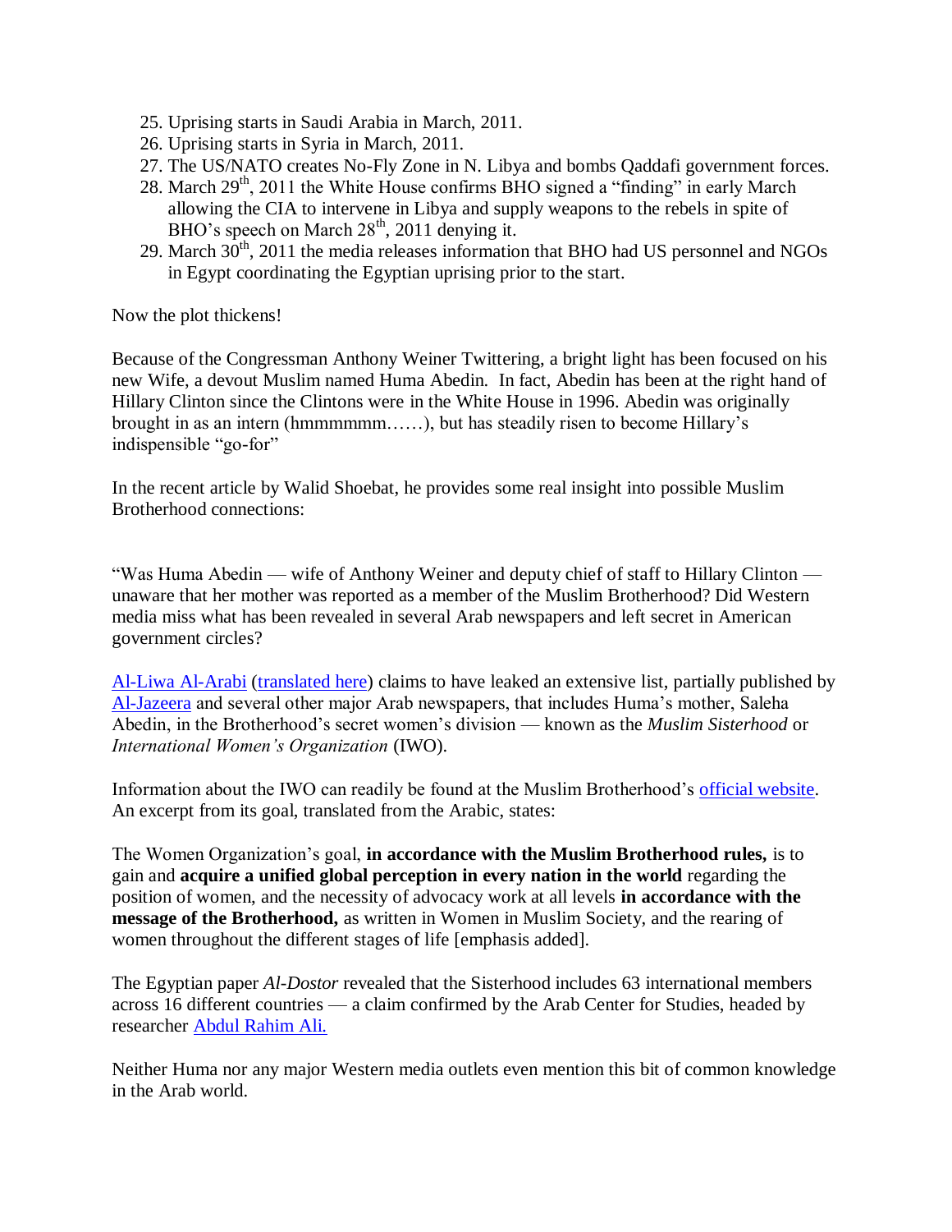25. Uprising starts in Saudi Arabia in March, 2011.
26. Uprising starts in Syria in March, 2011.
27. The US/NATO creates No-Fly Zone in N. Libya and bombs Qaddafi government forces.
28. March 29th, 2011 the White House confirms BHO signed a "finding" in early March allowing the CIA to intervene in Libya and supply weapons to the rebels in spite of BHO's speech on March 28th, 2011 denying it.
29. March 30th, 2011 the media releases information that BHO had US personnel and NGOs in Egypt coordinating the Egyptian uprising prior to the start.

Now the plot thickens!

Because of the Congressman Anthony Weiner Twittering, a bright light has been focused on his new Wife, a devout Muslim named Huma Abedin. In fact, Abedin has been at the right hand of Hillary Clinton since the Clintons were in the White House in 1996. Abedin was originally brought in as an intern (hmmmmmm……), but has steadily risen to become Hillary's indispensible "go-for"

In the recent article by Walid Shoebat, he provides some real insight into possible Muslim Brotherhood connections:

"Was Huma Abedin — wife of Anthony Weiner and deputy chief of staff to Hillary Clinton — unaware that her mother was reported as a member of the Muslim Brotherhood? Did Western media miss what has been revealed in several Arab newspapers and left secret in American government circles?

Al-Liwa Al-Arabi (translated here) claims to have leaked an extensive list, partially published by Al-Jazeera and several other major Arab newspapers, that includes Huma's mother, Saleha Abedin, in the Brotherhood's secret women's division — known as the *Muslim Sisterhood* or *International Women's Organization* (IWO).

Information about the IWO can readily be found at the Muslim Brotherhood's official website. An excerpt from its goal, translated from the Arabic, states:

The Women Organization's goal, **in accordance with the Muslim Brotherhood rules,** is to gain and **acquire a unified global perception in every nation in the world** regarding the position of women, and the necessity of advocacy work at all levels **in accordance with the message of the Brotherhood,** as written in Women in Muslim Society, and the rearing of women throughout the different stages of life [emphasis added].

The Egyptian paper *Al-Dostor* revealed that the Sisterhood includes 63 international members across 16 different countries — a claim confirmed by the Arab Center for Studies, headed by researcher Abdul Rahim Ali.

Neither Huma nor any major Western media outlets even mention this bit of common knowledge in the Arab world.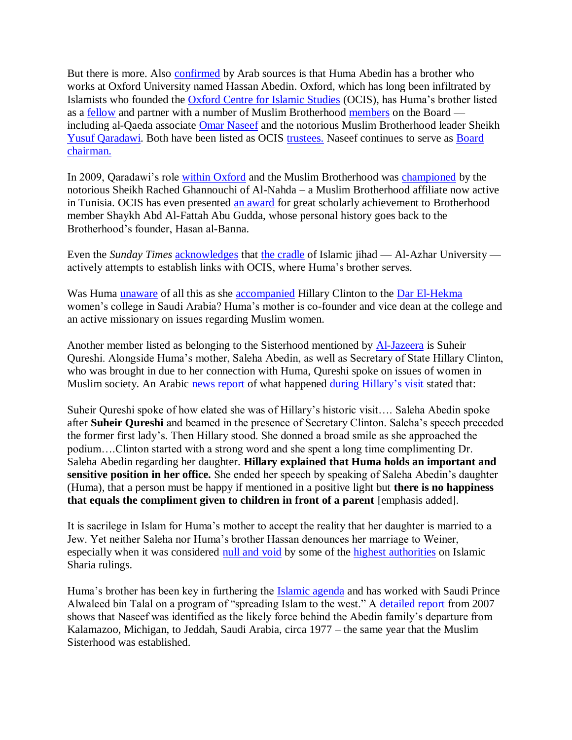But there is more. Also confirmed by Arab sources is that Huma Abedin has a brother who works at Oxford University named Hassan Abedin. Oxford, which has long been infiltrated by Islamists who founded the Oxford Centre for Islamic Studies (OCIS), has Huma's brother listed as a fellow and partner with a number of Muslim Brotherhood members on the Board — including al-Qaeda associate Omar Naseef and the notorious Muslim Brotherhood leader Sheikh Yusuf Qaradawi. Both have been listed as OCIS trustees. Naseef continues to serve as Board chairman.

In 2009, Qaradawi's role within Oxford and the Muslim Brotherhood was championed by the notorious Sheikh Rached Ghannouchi of Al-Nahda – a Muslim Brotherhood affiliate now active in Tunisia. OCIS has even presented an award for great scholarly achievement to Brotherhood member Shaykh Abd Al-Fattah Abu Gudda, whose personal history goes back to the Brotherhood's founder, Hasan al-Banna.

Even the *Sunday Times* acknowledges that the cradle of Islamic jihad — Al-Azhar University — actively attempts to establish links with OCIS, where Huma's brother serves.

Was Huma unaware of all this as she accompanied Hillary Clinton to the Dar El-Hekma women's college in Saudi Arabia? Huma's mother is co-founder and vice dean at the college and an active missionary on issues regarding Muslim women.

Another member listed as belonging to the Sisterhood mentioned by Al-Jazeera is Suheir Qureshi. Alongside Huma's mother, Saleha Abedin, as well as Secretary of State Hillary Clinton, who was brought in due to her connection with Huma, Qureshi spoke on issues of women in Muslim society. An Arabic news report of what happened during Hillary's visit stated that:

Suheir Qureshi spoke of how elated she was of Hillary's historic visit…. Saleha Abedin spoke after **Suheir Qureshi** and beamed in the presence of Secretary Clinton. Saleha's speech preceded the former first lady's. Then Hillary stood. She donned a broad smile as she approached the podium….Clinton started with a strong word and she spent a long time complimenting Dr. Saleha Abedin regarding her daughter. **Hillary explained that Huma holds an important and sensitive position in her office.** She ended her speech by speaking of Saleha Abedin's daughter (Huma), that a person must be happy if mentioned in a positive light but **there is no happiness that equals the compliment given to children in front of a parent** [emphasis added].

It is sacrilege in Islam for Huma's mother to accept the reality that her daughter is married to a Jew. Yet neither Saleha nor Huma's brother Hassan denounces her marriage to Weiner, especially when it was considered null and void by some of the highest authorities on Islamic Sharia rulings.

Huma's brother has been key in furthering the Islamic agenda and has worked with Saudi Prince Alwaleed bin Talal on a program of "spreading Islam to the west." A detailed report from 2007 shows that Naseef was identified as the likely force behind the Abedin family's departure from Kalamazoo, Michigan, to Jeddah, Saudi Arabia, circa 1977 – the same year that the Muslim Sisterhood was established.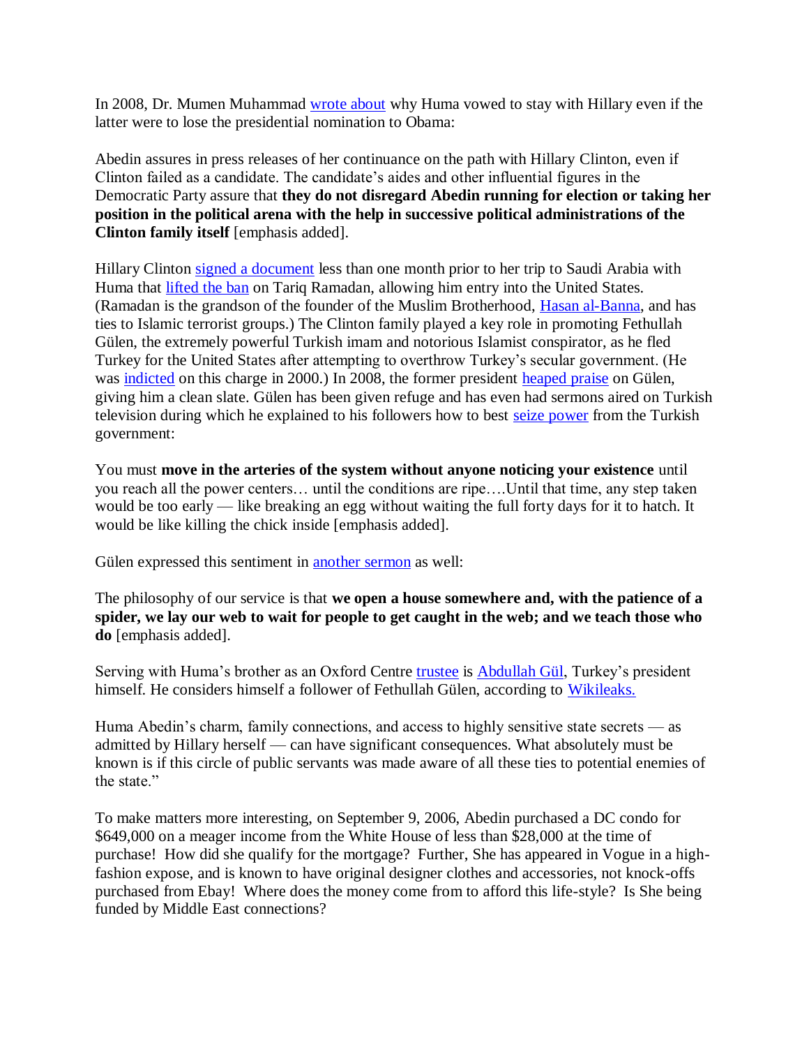In 2008, Dr. Mumen Muhammad wrote about why Huma vowed to stay with Hillary even if the latter were to lose the presidential nomination to Obama:

Abedin assures in press releases of her continuance on the path with Hillary Clinton, even if Clinton failed as a candidate. The candidate's aides and other influential figures in the Democratic Party assure that **they do not disregard Abedin running for election or taking her position in the political arena with the help in successive political administrations of the Clinton family itself** [emphasis added].

Hillary Clinton signed a document less than one month prior to her trip to Saudi Arabia with Huma that lifted the ban on Tariq Ramadan, allowing him entry into the United States. (Ramadan is the grandson of the founder of the Muslim Brotherhood, Hasan al-Banna, and has ties to Islamic terrorist groups.) The Clinton family played a key role in promoting Fethullah Gülen, the extremely powerful Turkish imam and notorious Islamist conspirator, as he fled Turkey for the United States after attempting to overthrow Turkey's secular government. (He was indicted on this charge in 2000.) In 2008, the former president heaped praise on Gülen, giving him a clean slate. Gülen has been given refuge and has even had sermons aired on Turkish television during which he explained to his followers how to best seize power from the Turkish government:

You must **move in the arteries of the system without anyone noticing your existence** until you reach all the power centers… until the conditions are ripe….Until that time, any step taken would be too early — like breaking an egg without waiting the full forty days for it to hatch. It would be like killing the chick inside [emphasis added].

Gülen expressed this sentiment in another sermon as well:

The philosophy of our service is that **we open a house somewhere and, with the patience of a spider, we lay our web to wait for people to get caught in the web; and we teach those who do** [emphasis added].

Serving with Huma's brother as an Oxford Centre trustee is Abdullah Gül, Turkey's president himself. He considers himself a follower of Fethullah Gülen, according to Wikileaks.

Huma Abedin's charm, family connections, and access to highly sensitive state secrets — as admitted by Hillary herself — can have significant consequences. What absolutely must be known is if this circle of public servants was made aware of all these ties to potential enemies of the state."

To make matters more interesting, on September 9, 2006, Abedin purchased a DC condo for $649,000 on a meager income from the White House of less than $28,000 at the time of purchase! How did she qualify for the mortgage? Further, She has appeared in Vogue in a high-fashion expose, and is known to have original designer clothes and accessories, not knock-offs purchased from Ebay! Where does the money come from to afford this life-style? Is She being funded by Middle East connections?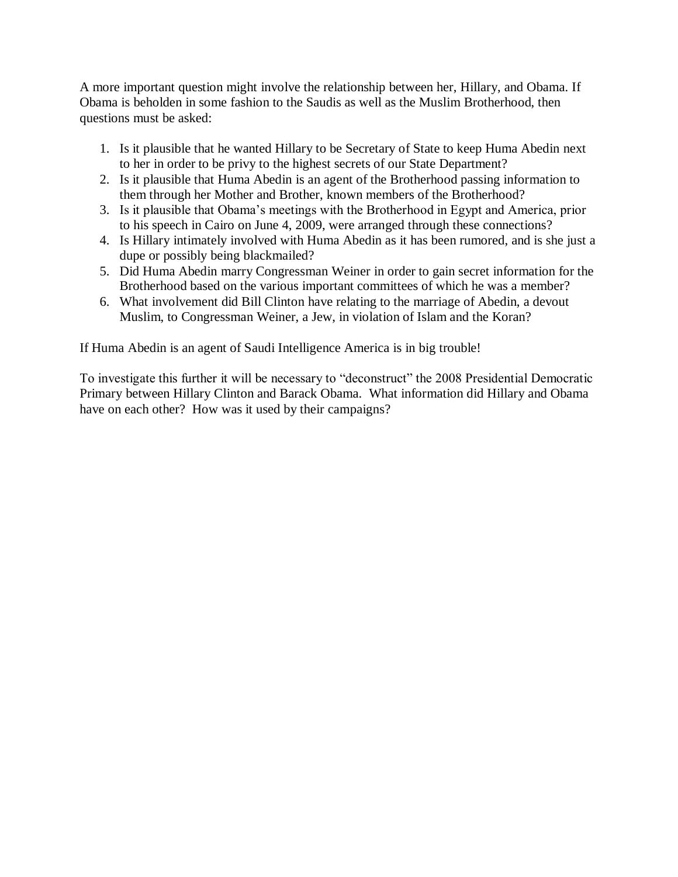A more important question might involve the relationship between her, Hillary, and Obama. If Obama is beholden in some fashion to the Saudis as well as the Muslim Brotherhood, then questions must be asked:

1. Is it plausible that he wanted Hillary to be Secretary of State to keep Huma Abedin next to her in order to be privy to the highest secrets of our State Department?
2. Is it plausible that Huma Abedin is an agent of the Brotherhood passing information to them through her Mother and Brother, known members of the Brotherhood?
3. Is it plausible that Obama's meetings with the Brotherhood in Egypt and America, prior to his speech in Cairo on June 4, 2009, were arranged through these connections?
4. Is Hillary intimately involved with Huma Abedin as it has been rumored, and is she just a dupe or possibly being blackmailed?
5. Did Huma Abedin marry Congressman Weiner in order to gain secret information for the Brotherhood based on the various important committees of which he was a member?
6. What involvement did Bill Clinton have relating to the marriage of Abedin, a devout Muslim, to Congressman Weiner, a Jew, in violation of Islam and the Koran?

If Huma Abedin is an agent of Saudi Intelligence America is in big trouble!

To investigate this further it will be necessary to "deconstruct" the 2008 Presidential Democratic Primary between Hillary Clinton and Barack Obama. What information did Hillary and Obama have on each other? How was it used by their campaigns?